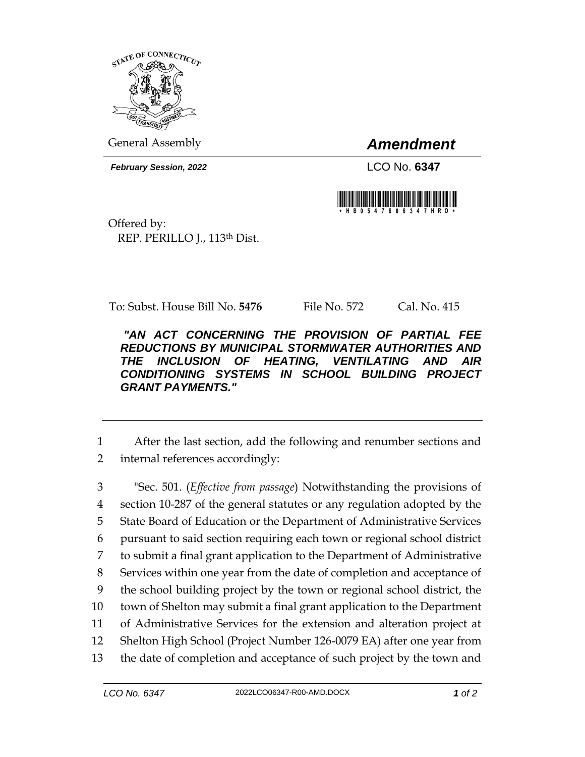General Assembly

# *Amendment*

***February Session, 2022***

LCO No. **6347**

Offered by:
REP. PERILLO J., 113th Dist.

To: Subst. House Bill No. **5476** File No. 572 Cal. No. 415

***"AN ACT CONCERNING THE PROVISION OF PARTIAL FEE REDUCTIONS BY MUNICIPAL STORMWATER AUTHORITIES AND THE INCLUSION OF HEATING, VENTILATING AND AIR CONDITIONING SYSTEMS IN SCHOOL BUILDING PROJECT GRANT PAYMENTS."***

---

1 After the last section, add the following and renumber sections and
2 internal references accordingly:

3 "Sec. 501. (*Effective from passage*) Notwithstanding the provisions of
4 section 10-287 of the general statutes or any regulation adopted by the
5 State Board of Education or the Department of Administrative Services
6 pursuant to said section requiring each town or regional school district
7 to submit a final grant application to the Department of Administrative
8 Services within one year from the date of completion and acceptance of
9 the school building project by the town or regional school district, the
10 town of Shelton may submit a final grant application to the Department
11 of Administrative Services for the extension and alteration project at
12 Shelton High School (Project Number 126-0079 EA) after one year from
13 the date of completion and acceptance of such project by the town and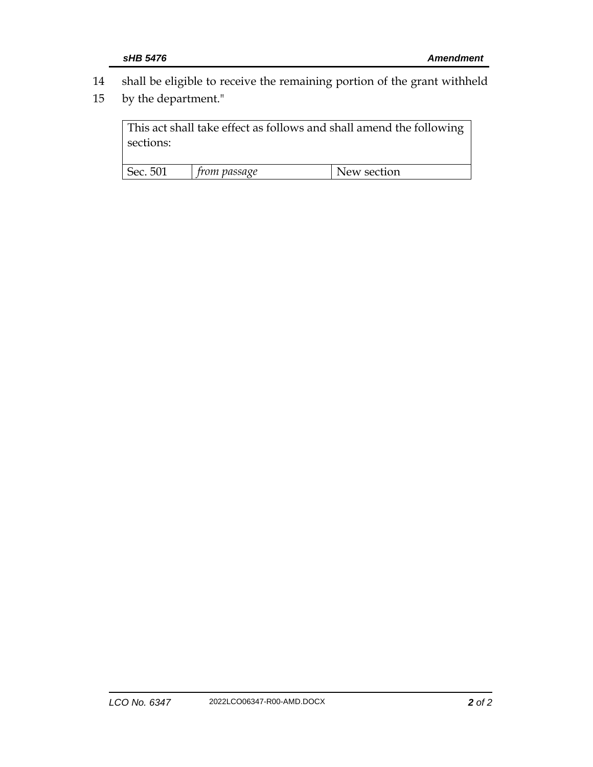14 shall be eligible to receive the remaining portion of the grant withheld

15 by the department."

| This act shall take effect as follows and shall amend the following sections: | | |
|---|---|---|
| Sec. 501 | *from passage* | New section |